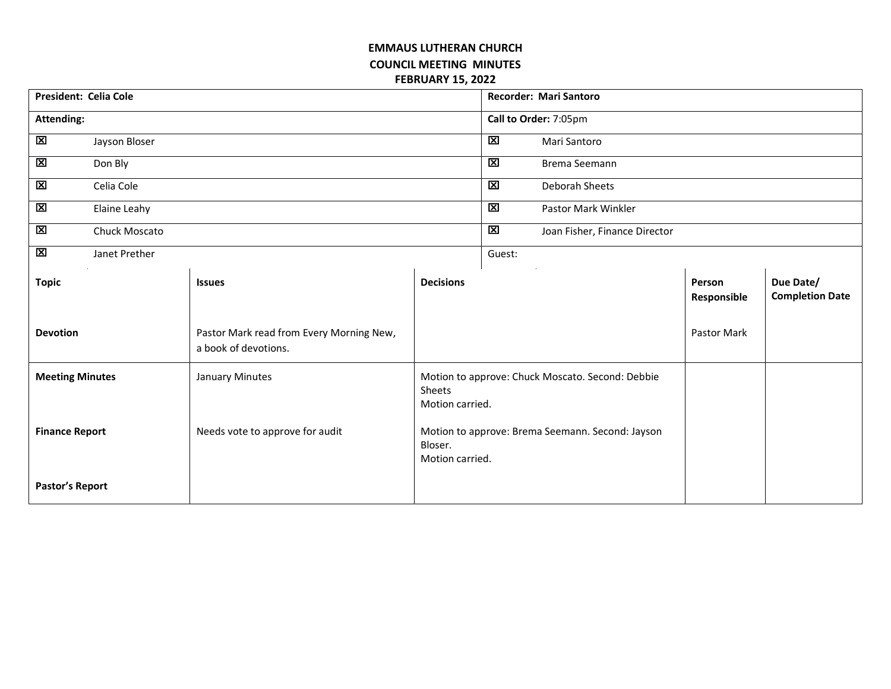**EMMAUS LUTHERAN CHURCH**
**COUNCIL MEETING MINUTES**
**FEBRUARY 15, 2022**

| **President: Celia Cole** | **Recorder: Mari Santoro** |
|---|---|
| **Attending:** | **Call to Order:** 7:05pm |
| ☒ Jayson Bloser | ☒ Mari Santoro |
| ☒ Don Bly | ☒ Brema Seemann |
| ☒ Celia Cole | ☒ Deborah Sheets |
| ☒ Elaine Leahy | ☒ Pastor Mark Winkler |
| ☒ Chuck Moscato | ☒ Joan Fisher, Finance Director |
| ☒ Janet Prether | Guest: |

| **Topic** | **Issues** | **Decisions** | **Person Responsible** | **Due Date/ Completion Date** |
|---|---|---|---|---|
| **Devotion** | Pastor Mark read from Every Morning New, a book of devotions. | | Pastor Mark | |
| **Meeting Minutes** | January Minutes | Motion to approve: Chuck Moscato. Second: Debbie Sheets<br>Motion carried. | | |
| **Finance Report** | Needs vote to approve for audit | Motion to approve: Brema Seemann. Second: Jayson Bloser.<br>Motion carried. | | |
| **Pastor's Report** | | | | |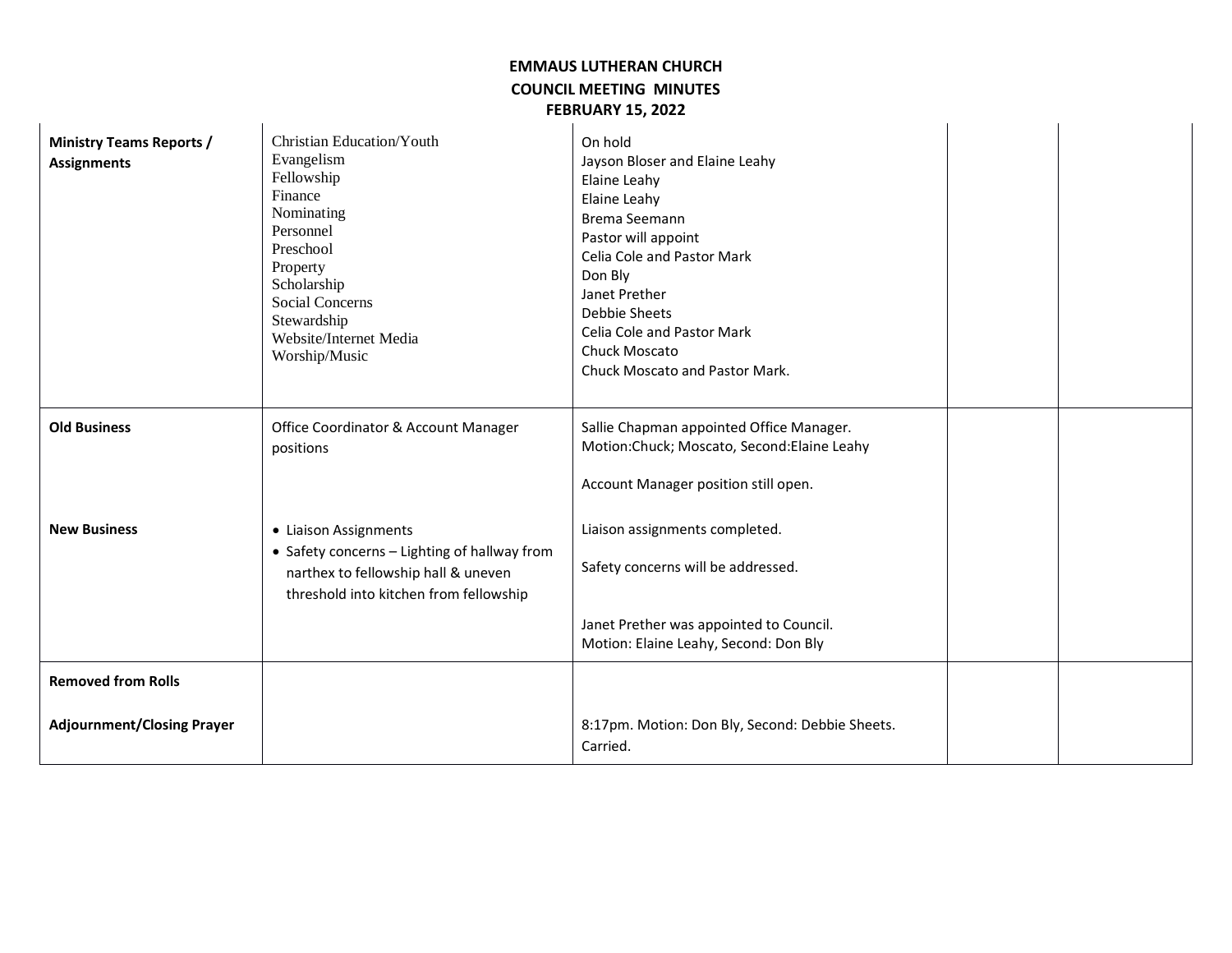# EMMAUS LUTHERAN CHURCH
## COUNCIL MEETING MINUTES
### FEBRUARY 15, 2022

| | | | | |
|---|---|---|---|---|
| **Ministry Teams Reports / Assignments** | Christian Education/Youth<br>Evangelism<br>Fellowship<br>Finance<br>Nominating<br>Personnel<br>Preschool<br>Property<br>Scholarship<br>Social Concerns<br>Stewardship<br>Website/Internet Media<br>Worship/Music | On hold<br>Jayson Bloser and Elaine Leahy<br>Elaine Leahy<br>Elaine Leahy<br>Brema Seemann<br>Pastor will appoint<br>Celia Cole and Pastor Mark<br>Don Bly<br>Janet Prether<br>Debbie Sheets<br>Celia Cole and Pastor Mark<br>Chuck Moscato<br>Chuck Moscato and Pastor Mark. | | |
| **Old Business**<br><br><br><br>**New Business** | Office Coordinator & Account Manager positions<br><br><br>• Liaison Assignments<br>• Safety concerns – Lighting of hallway from narthex to fellowship hall & uneven threshold into kitchen from fellowship | Sallie Chapman appointed Office Manager.<br>Motion:Chuck; Moscato, Second:Elaine Leahy<br><br>Account Manager position still open.<br><br>Liaison assignments completed.<br><br>Safety concerns will be addressed.<br><br>Janet Prether was appointed to Council.<br>Motion: Elaine Leahy, Second: Don Bly | | |
| **Removed from Rolls**<br><br>**Adjournment/Closing Prayer** | | 8:17pm. Motion: Don Bly, Second: Debbie Sheets. Carried. | | |